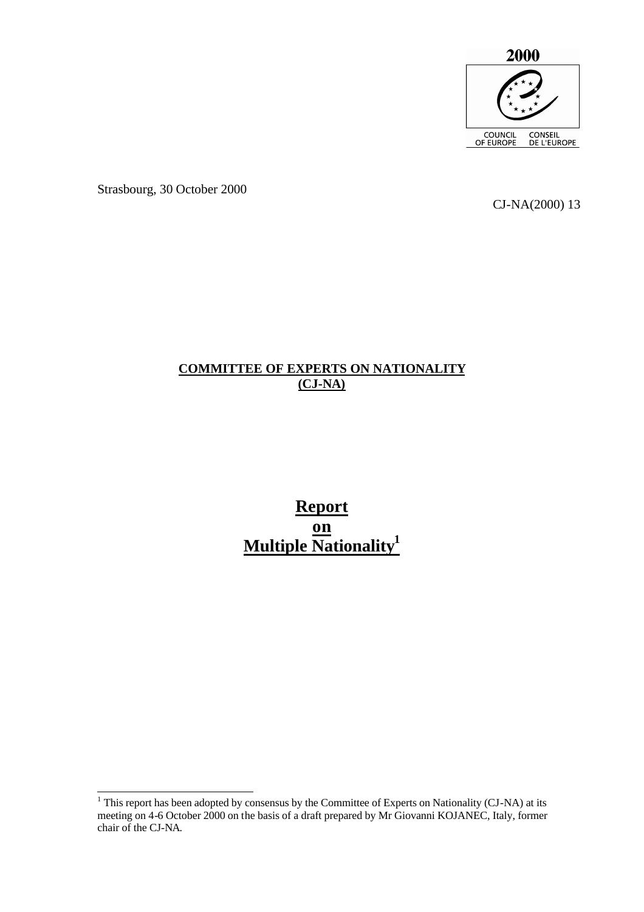2000

COUNCIL OF EUROPE — CONSEIL DE L'EUROPE

Strasbourg, 30 October 2000

CJ-NA(2000) 13

**COMMITTEE OF EXPERTS ON NATIONALITY**
**(CJ-NA)**

# Report on Multiple Nationality[1]

[1] This report has been adopted by consensus by the Committee of Experts on Nationality (CJ-NA) at its meeting on 4-6 October 2000 on the basis of a draft prepared by Mr Giovanni KOJANEC, Italy, former chair of the CJ-NA.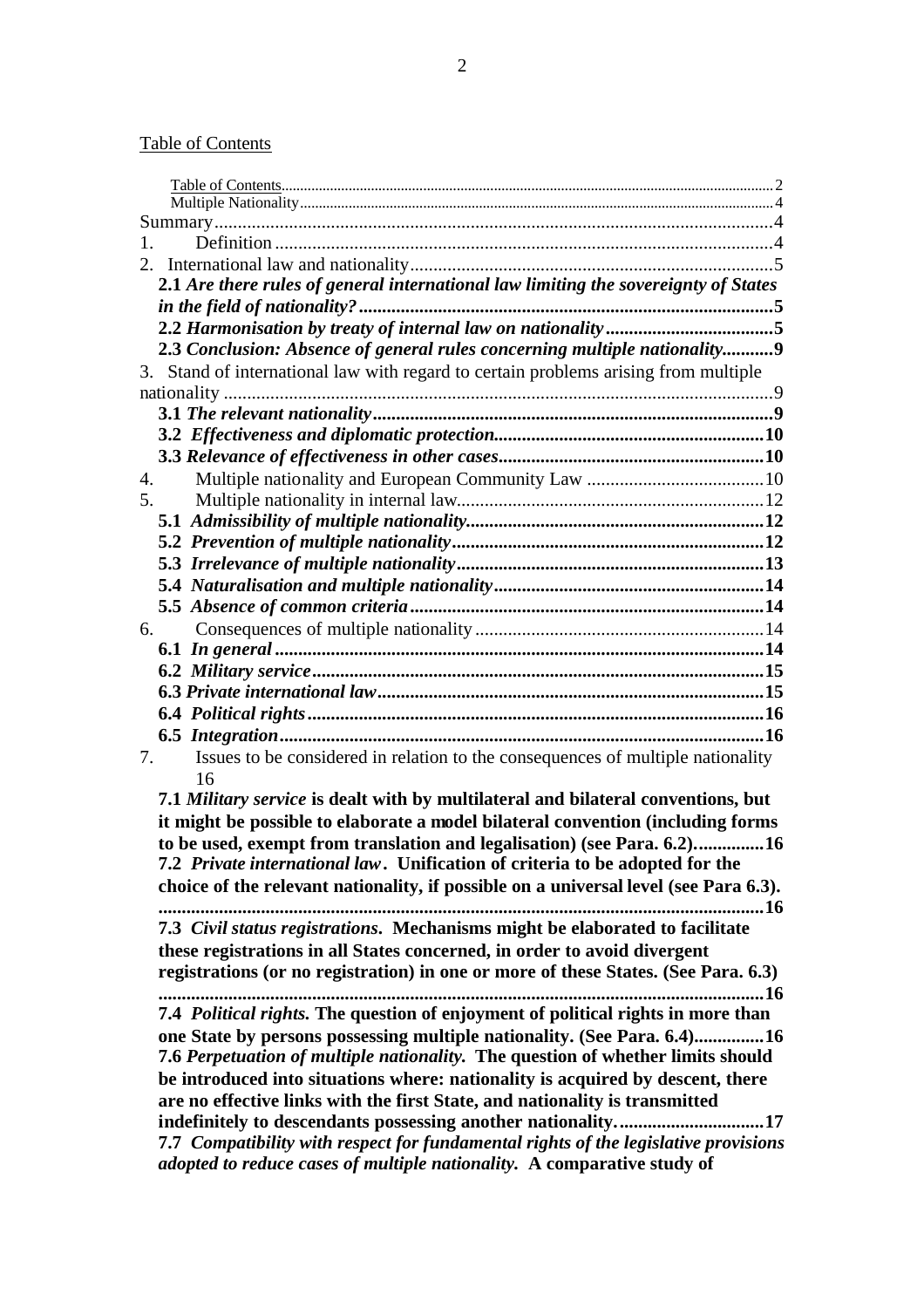Table of Contents

Table of Contents ..... 2
Multiple Nationality ..... 4
Summary ..... 4
1. Definition ..... 4
2. International law and nationality ..... 5
**2.1** ***Are there rules of general international law limiting the sovereignty of States in the field of nationality?*** ..... **5**
**2.2** ***Harmonisation by treaty of internal law on nationality*** ..... **5**
**2.3** ***Conclusion: Absence of general rules concerning multiple nationality*** ..... **9**
3. Stand of international law with regard to certain problems arising from multiple nationality ..... 9
**3.1** ***The relevant nationality*** ..... **9**
**3.2** ***Effectiveness and diplomatic protection*** ..... **10**
**3.3** ***Relevance of effectiveness in other cases*** ..... **10**
4. Multiple nationality and European Community Law ..... 10
5. Multiple nationality in internal law ..... 12
**5.1** ***Admissibility of multiple nationality*** ..... **12**
**5.2** ***Prevention of multiple nationality*** ..... **12**
**5.3** ***Irrelevance of multiple nationality*** ..... **13**
**5.4** ***Naturalisation and multiple nationality*** ..... **14**
**5.5** ***Absence of common criteria*** ..... **14**
6. Consequences of multiple nationality ..... 14
**6.1** ***In general*** ..... **14**
**6.2** ***Military service*** ..... **15**
**6.3** ***Private international law*** ..... **15**
**6.4** ***Political rights*** ..... **16**
**6.5** ***Integration*** ..... **16**
7. Issues to be considered in relation to the consequences of multiple nationality ..... 16
**7.1** ***Military service*** **is dealt with by multilateral and bilateral conventions, but it might be possible to elaborate a model bilateral convention (including forms to be used, exempt from translation and legalisation) (see Para. 6.2).** ..... **16**
**7.2** ***Private international law*****. Unification of criteria to be adopted for the choice of the relevant nationality, if possible on a universal level (see Para 6.3).** ..... **16**
**7.3** ***Civil status registrations*****. Mechanisms might be elaborated to facilitate these registrations in all States concerned, in order to avoid divergent registrations (or no registration) in one or more of these States. (See Para. 6.3)** ..... **16**
**7.4** ***Political rights.*** **The question of enjoyment of political rights in more than one State by persons possessing multiple nationality. (See Para. 6.4)** ..... **16**
**7.6** ***Perpetuation of multiple nationality.*** **The question of whether limits should be introduced into situations where: nationality is acquired by descent, there are no effective links with the first State, and nationality is transmitted indefinitely to descendants possessing another nationality.** ..... **17**
**7.7** ***Compatibility with respect for fundamental rights of the legislative provisions adopted to reduce cases of multiple nationality.*** **A comparative study of**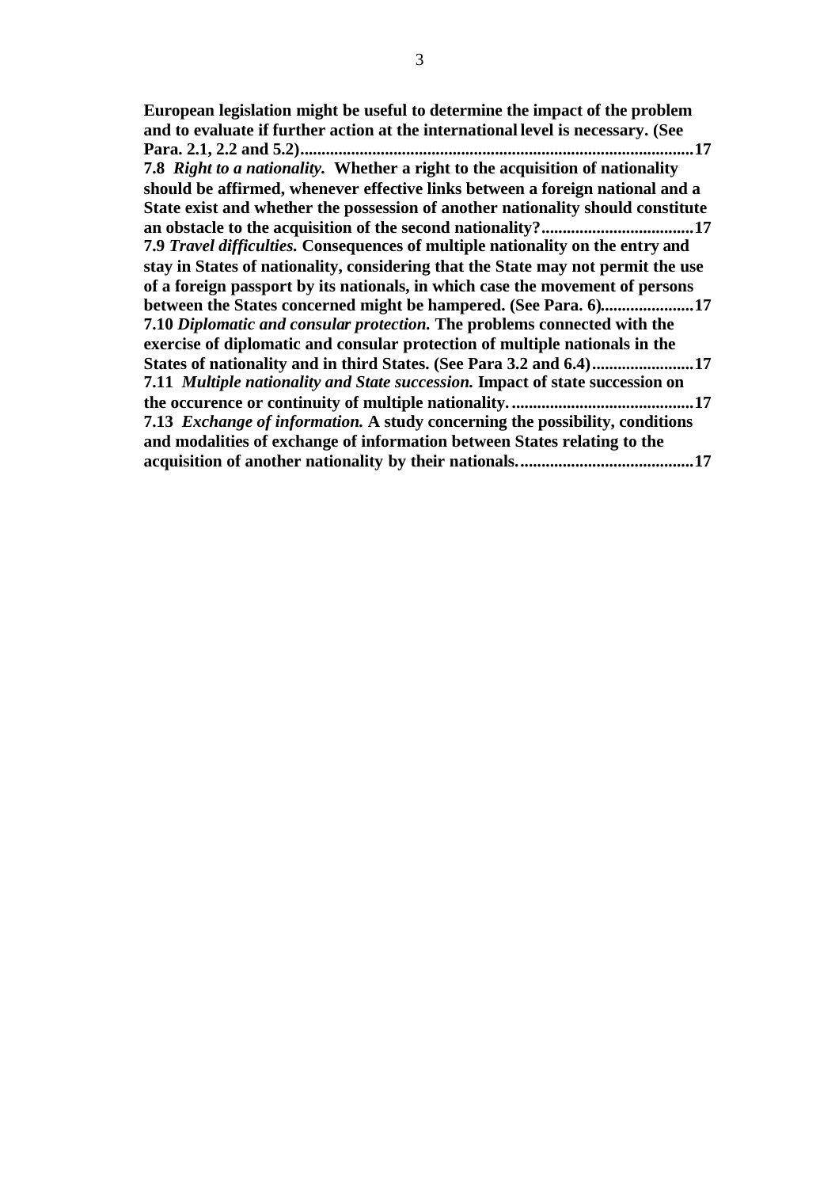**European legislation might be useful to determine the impact of the problem and to evaluate if further action at the international level is necessary. (See Para. 2.1, 2.2 and 5.2)........................................................................................17**

**7.8** ***Right to a nationality.*** **Whether a right to the acquisition of nationality should be affirmed, whenever effective links between a foreign national and a State exist and whether the possession of another nationality should constitute an obstacle to the acquisition of the second nationality?....................................17**

**7.9** ***Travel difficulties.*** **Consequences of multiple nationality on the entry and stay in States of nationality, considering that the State may not permit the use of a foreign passport by its nationals, in which case the movement of persons between the States concerned might be hampered. (See Para. 6)......................17**

**7.10** ***Diplomatic and consular protection.*** **The problems connected with the exercise of diplomatic and consular protection of multiple nationals in the States of nationality and in third States. (See Para 3.2 and 6.4)........................17**

**7.11** ***Multiple nationality and State succession.*** **Impact of state succession on the occurence or continuity of multiple nationality............................................17**

**7.13** ***Exchange of information.*** **A study concerning the possibility, conditions and modalities of exchange of information between States relating to the acquisition of another nationality by their nationals..........................................17**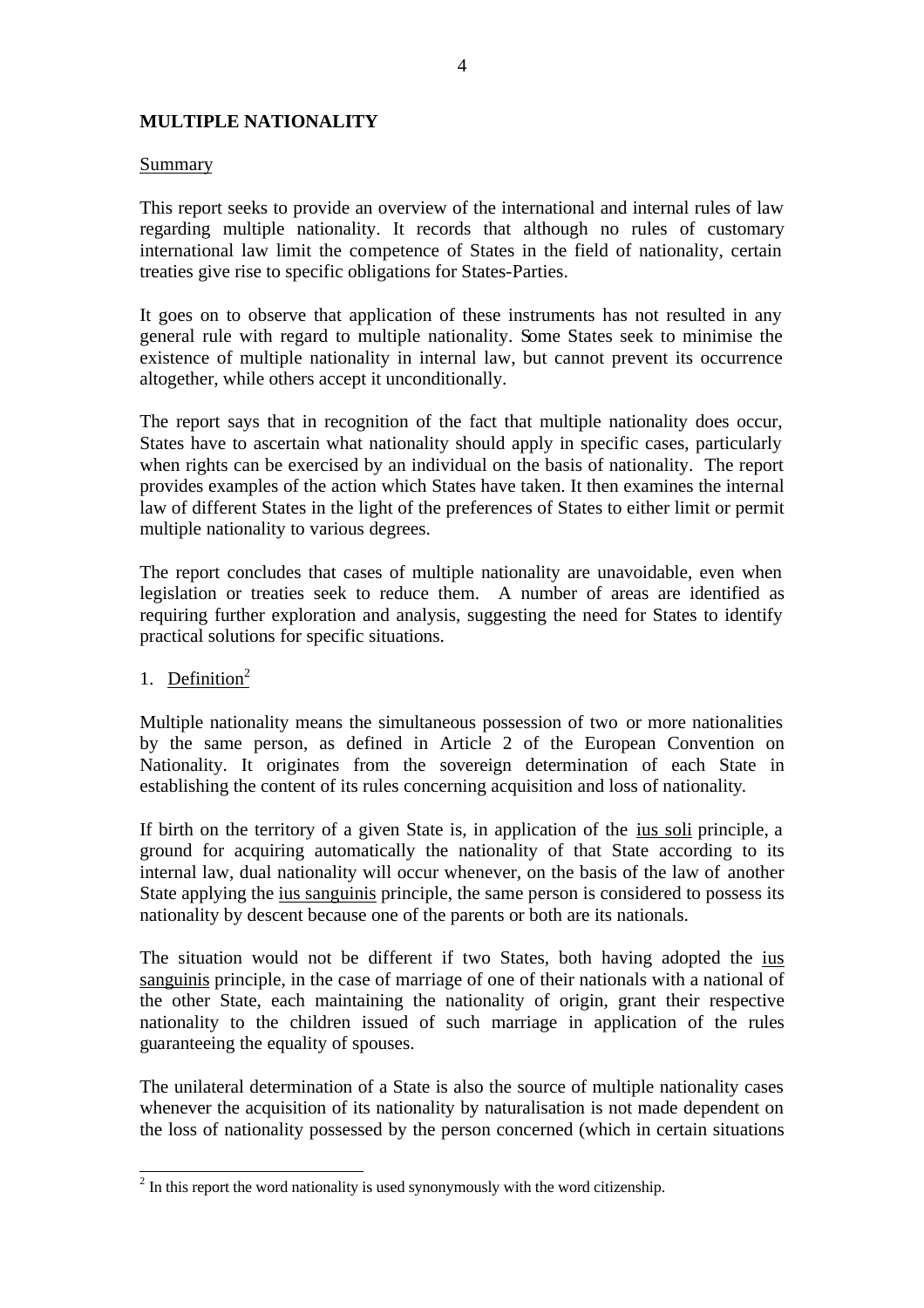## MULTIPLE NATIONALITY

Summary

This report seeks to provide an overview of the international and internal rules of law regarding multiple nationality. It records that although no rules of customary international law limit the competence of States in the field of nationality, certain treaties give rise to specific obligations for States-Parties.

It goes on to observe that application of these instruments has not resulted in any general rule with regard to multiple nationality. Some States seek to minimise the existence of multiple nationality in internal law, but cannot prevent its occurrence altogether, while others accept it unconditionally.

The report says that in recognition of the fact that multiple nationality does occur, States have to ascertain what nationality should apply in specific cases, particularly when rights can be exercised by an individual on the basis of nationality. The report provides examples of the action which States have taken. It then examines the internal law of different States in the light of the preferences of States to either limit or permit multiple nationality to various degrees.

The report concludes that cases of multiple nationality are unavoidable, even when legislation or treaties seek to reduce them. A number of areas are identified as requiring further exploration and analysis, suggesting the need for States to identify practical solutions for specific situations.

1. Definition[2]

Multiple nationality means the simultaneous possession of two or more nationalities by the same person, as defined in Article 2 of the European Convention on Nationality. It originates from the sovereign determination of each State in establishing the content of its rules concerning acquisition and loss of nationality.

If birth on the territory of a given State is, in application of the ius soli principle, a ground for acquiring automatically the nationality of that State according to its internal law, dual nationality will occur whenever, on the basis of the law of another State applying the ius sanguinis principle, the same person is considered to possess its nationality by descent because one of the parents or both are its nationals.

The situation would not be different if two States, both having adopted the ius sanguinis principle, in the case of marriage of one of their nationals with a national of the other State, each maintaining the nationality of origin, grant their respective nationality to the children issued of such marriage in application of the rules guaranteeing the equality of spouses.

The unilateral determination of a State is also the source of multiple nationality cases whenever the acquisition of its nationality by naturalisation is not made dependent on the loss of nationality possessed by the person concerned (which in certain situations

[2] In this report the word nationality is used synonymously with the word citizenship.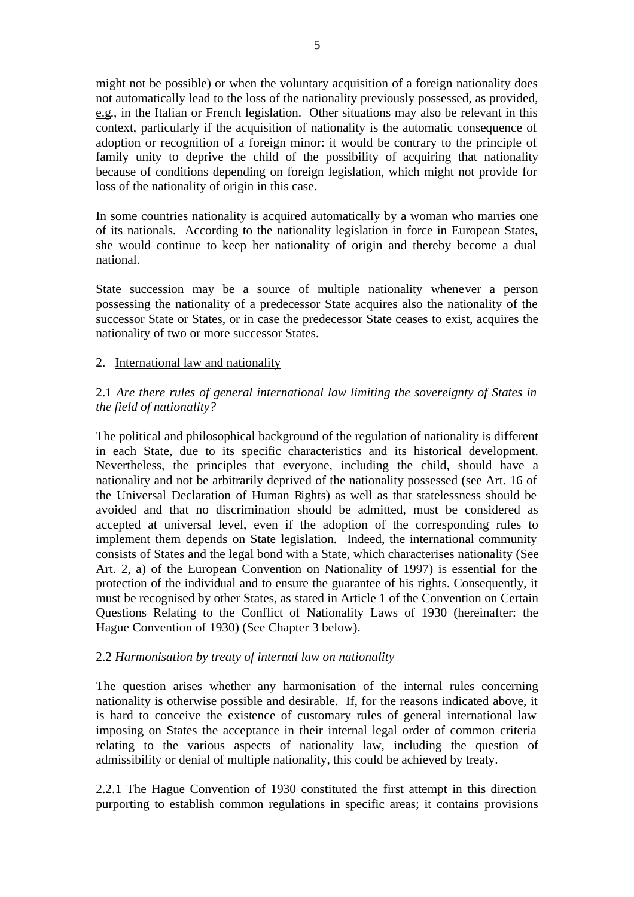might not be possible) or when the voluntary acquisition of a foreign nationality does not automatically lead to the loss of the nationality previously possessed, as provided, e.g., in the Italian or French legislation. Other situations may also be relevant in this context, particularly if the acquisition of nationality is the automatic consequence of adoption or recognition of a foreign minor: it would be contrary to the principle of family unity to deprive the child of the possibility of acquiring that nationality because of conditions depending on foreign legislation, which might not provide for loss of the nationality of origin in this case.

In some countries nationality is acquired automatically by a woman who marries one of its nationals. According to the nationality legislation in force in European States, she would continue to keep her nationality of origin and thereby become a dual national.

State succession may be a source of multiple nationality whenever a person possessing the nationality of a predecessor State acquires also the nationality of the successor State or States, or in case the predecessor State ceases to exist, acquires the nationality of two or more successor States.

## 2. International law and nationality

### 2.1 *Are there rules of general international law limiting the sovereignty of States in the field of nationality?*

The political and philosophical background of the regulation of nationality is different in each State, due to its specific characteristics and its historical development. Nevertheless, the principles that everyone, including the child, should have a nationality and not be arbitrarily deprived of the nationality possessed (see Art. 16 of the Universal Declaration of Human Rights) as well as that statelessness should be avoided and that no discrimination should be admitted, must be considered as accepted at universal level, even if the adoption of the corresponding rules to implement them depends on State legislation. Indeed, the international community consists of States and the legal bond with a State, which characterises nationality (See Art. 2, a) of the European Convention on Nationality of 1997) is essential for the protection of the individual and to ensure the guarantee of his rights. Consequently, it must be recognised by other States, as stated in Article 1 of the Convention on Certain Questions Relating to the Conflict of Nationality Laws of 1930 (hereinafter: the Hague Convention of 1930) (See Chapter 3 below).

### 2.2 *Harmonisation by treaty of internal law on nationality*

The question arises whether any harmonisation of the internal rules concerning nationality is otherwise possible and desirable. If, for the reasons indicated above, it is hard to conceive the existence of customary rules of general international law imposing on States the acceptance in their internal legal order of common criteria relating to the various aspects of nationality law, including the question of admissibility or denial of multiple nationality, this could be achieved by treaty.

2.2.1 The Hague Convention of 1930 constituted the first attempt in this direction purporting to establish common regulations in specific areas; it contains provisions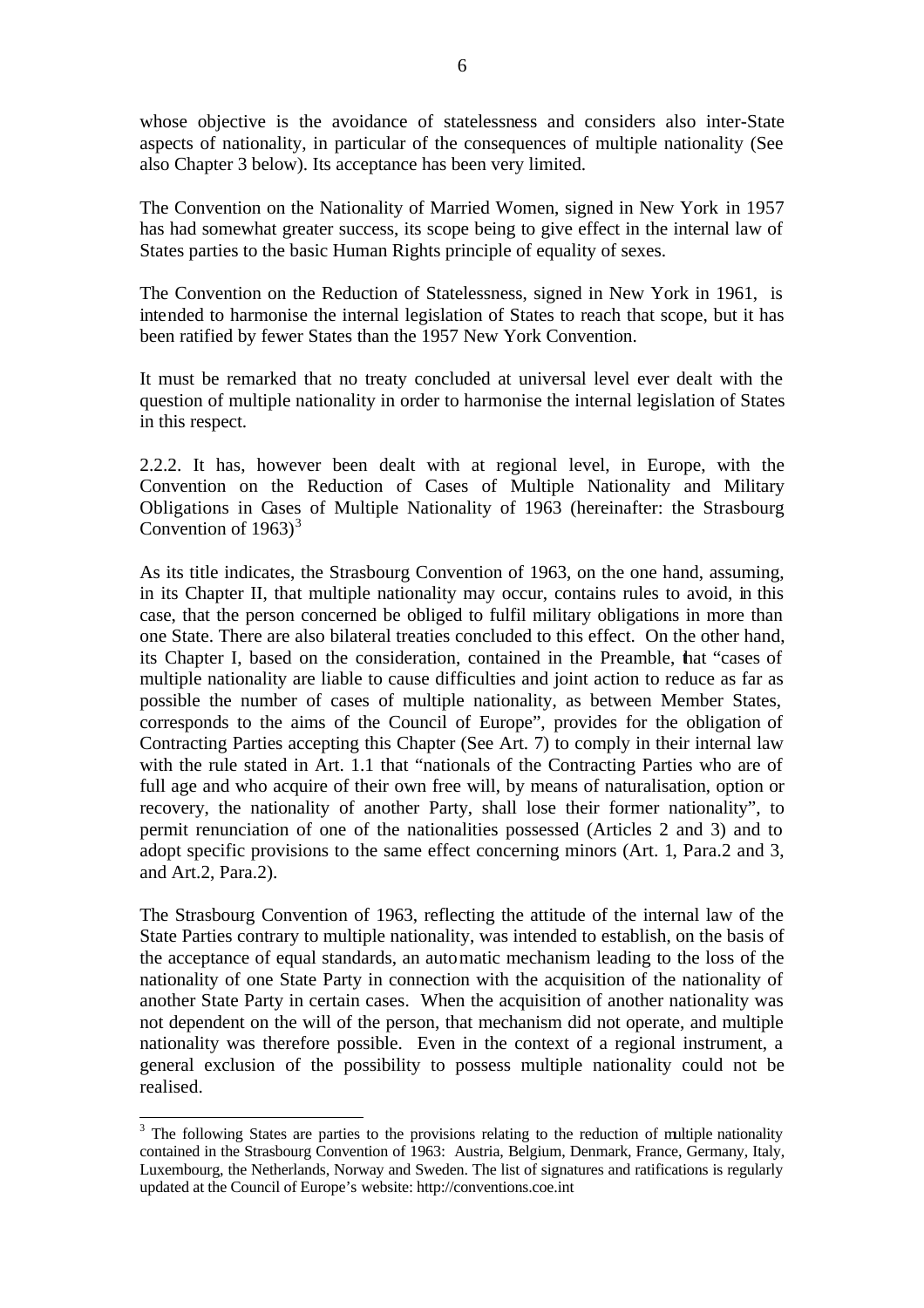whose objective is the avoidance of statelessness and considers also inter-State aspects of nationality, in particular of the consequences of multiple nationality (See also Chapter 3 below). Its acceptance has been very limited.

The Convention on the Nationality of Married Women, signed in New York in 1957 has had somewhat greater success, its scope being to give effect in the internal law of States parties to the basic Human Rights principle of equality of sexes.

The Convention on the Reduction of Statelessness, signed in New York in 1961, is intended to harmonise the internal legislation of States to reach that scope, but it has been ratified by fewer States than the 1957 New York Convention.

It must be remarked that no treaty concluded at universal level ever dealt with the question of multiple nationality in order to harmonise the internal legislation of States in this respect.

2.2.2. It has, however been dealt with at regional level, in Europe, with the Convention on the Reduction of Cases of Multiple Nationality and Military Obligations in Cases of Multiple Nationality of 1963 (hereinafter: the Strasbourg Convention of 1963)[3]

As its title indicates, the Strasbourg Convention of 1963, on the one hand, assuming, in its Chapter II, that multiple nationality may occur, contains rules to avoid, in this case, that the person concerned be obliged to fulfil military obligations in more than one State. There are also bilateral treaties concluded to this effect. On the other hand, its Chapter I, based on the consideration, contained in the Preamble, that "cases of multiple nationality are liable to cause difficulties and joint action to reduce as far as possible the number of cases of multiple nationality, as between Member States, corresponds to the aims of the Council of Europe", provides for the obligation of Contracting Parties accepting this Chapter (See Art. 7) to comply in their internal law with the rule stated in Art. 1.1 that "nationals of the Contracting Parties who are of full age and who acquire of their own free will, by means of naturalisation, option or recovery, the nationality of another Party, shall lose their former nationality", to permit renunciation of one of the nationalities possessed (Articles 2 and 3) and to adopt specific provisions to the same effect concerning minors (Art. 1, Para.2 and 3, and Art.2, Para.2).

The Strasbourg Convention of 1963, reflecting the attitude of the internal law of the State Parties contrary to multiple nationality, was intended to establish, on the basis of the acceptance of equal standards, an automatic mechanism leading to the loss of the nationality of one State Party in connection with the acquisition of the nationality of another State Party in certain cases. When the acquisition of another nationality was not dependent on the will of the person, that mechanism did not operate, and multiple nationality was therefore possible. Even in the context of a regional instrument, a general exclusion of the possibility to possess multiple nationality could not be realised.

---

[3] The following States are parties to the provisions relating to the reduction of multiple nationality contained in the Strasbourg Convention of 1963: Austria, Belgium, Denmark, France, Germany, Italy, Luxembourg, the Netherlands, Norway and Sweden. The list of signatures and ratifications is regularly updated at the Council of Europe's website: http://conventions.coe.int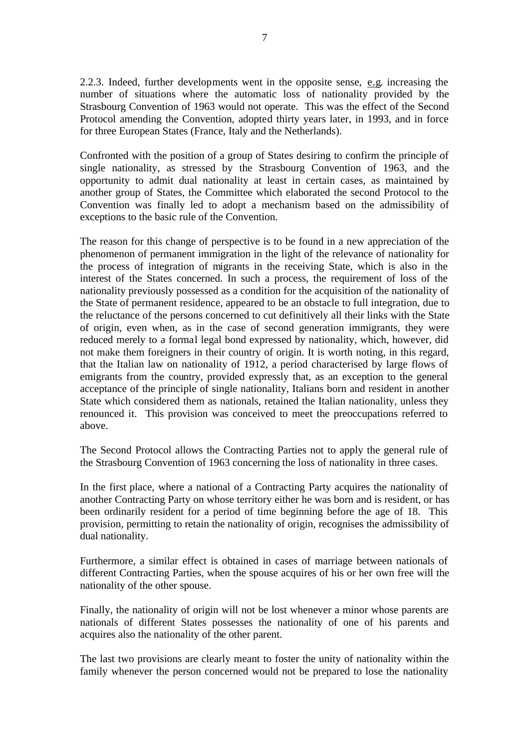2.2.3. Indeed, further developments went in the opposite sense, e.g. increasing the number of situations where the automatic loss of nationality provided by the Strasbourg Convention of 1963 would not operate. This was the effect of the Second Protocol amending the Convention, adopted thirty years later, in 1993, and in force for three European States (France, Italy and the Netherlands).

Confronted with the position of a group of States desiring to confirm the principle of single nationality, as stressed by the Strasbourg Convention of 1963, and the opportunity to admit dual nationality at least in certain cases, as maintained by another group of States, the Committee which elaborated the second Protocol to the Convention was finally led to adopt a mechanism based on the admissibility of exceptions to the basic rule of the Convention.

The reason for this change of perspective is to be found in a new appreciation of the phenomenon of permanent immigration in the light of the relevance of nationality for the process of integration of migrants in the receiving State, which is also in the interest of the States concerned. In such a process, the requirement of loss of the nationality previously possessed as a condition for the acquisition of the nationality of the State of permanent residence, appeared to be an obstacle to full integration, due to the reluctance of the persons concerned to cut definitively all their links with the State of origin, even when, as in the case of second generation immigrants, they were reduced merely to a formal legal bond expressed by nationality, which, however, did not make them foreigners in their country of origin. It is worth noting, in this regard, that the Italian law on nationality of 1912, a period characterised by large flows of emigrants from the country, provided expressly that, as an exception to the general acceptance of the principle of single nationality, Italians born and resident in another State which considered them as nationals, retained the Italian nationality, unless they renounced it. This provision was conceived to meet the preoccupations referred to above.

The Second Protocol allows the Contracting Parties not to apply the general rule of the Strasbourg Convention of 1963 concerning the loss of nationality in three cases.

In the first place, where a national of a Contracting Party acquires the nationality of another Contracting Party on whose territory either he was born and is resident, or has been ordinarily resident for a period of time beginning before the age of 18. This provision, permitting to retain the nationality of origin, recognises the admissibility of dual nationality.

Furthermore, a similar effect is obtained in cases of marriage between nationals of different Contracting Parties, when the spouse acquires of his or her own free will the nationality of the other spouse.

Finally, the nationality of origin will not be lost whenever a minor whose parents are nationals of different States possesses the nationality of one of his parents and acquires also the nationality of the other parent.

The last two provisions are clearly meant to foster the unity of nationality within the family whenever the person concerned would not be prepared to lose the nationality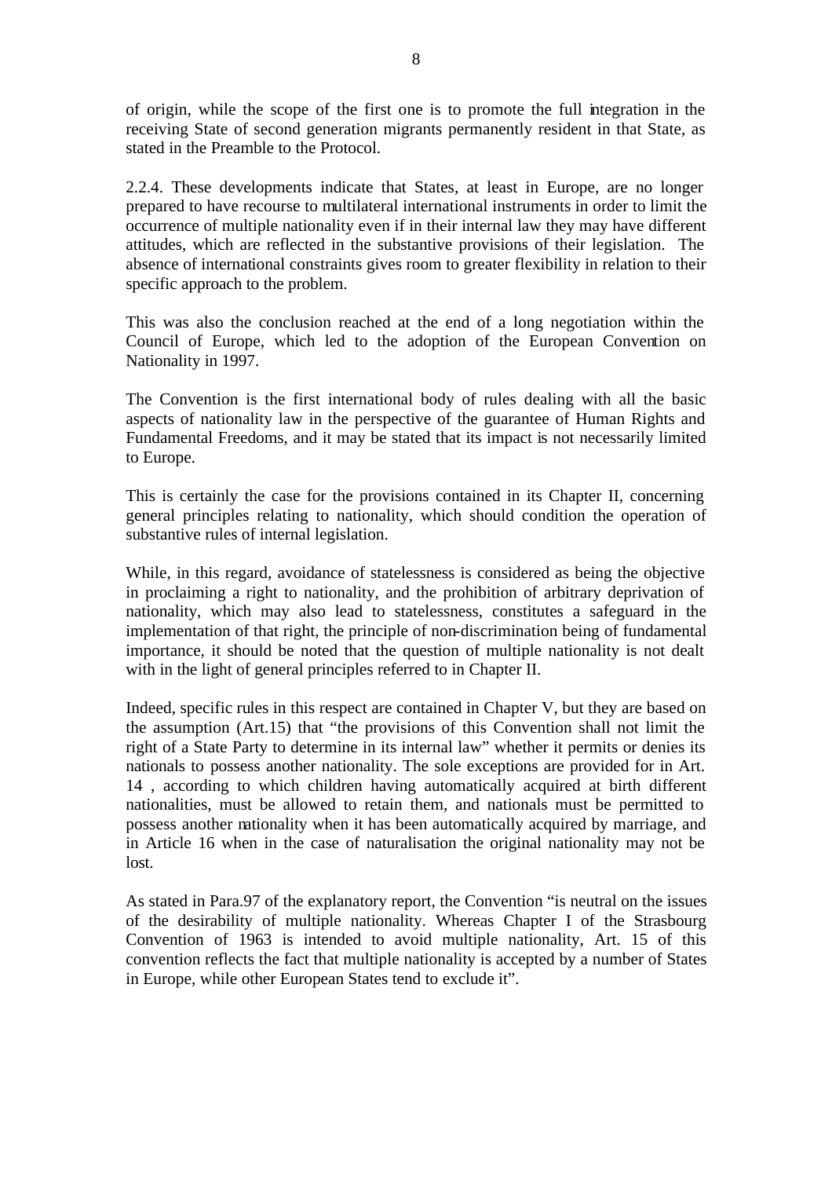of origin, while the scope of the first one is to promote the full integration in the receiving State of second generation migrants permanently resident in that State, as stated in the Preamble to the Protocol.

2.2.4. These developments indicate that States, at least in Europe, are no longer prepared to have recourse to multilateral international instruments in order to limit the occurrence of multiple nationality even if in their internal law they may have different attitudes, which are reflected in the substantive provisions of their legislation. The absence of international constraints gives room to greater flexibility in relation to their specific approach to the problem.

This was also the conclusion reached at the end of a long negotiation within the Council of Europe, which led to the adoption of the European Convention on Nationality in 1997.

The Convention is the first international body of rules dealing with all the basic aspects of nationality law in the perspective of the guarantee of Human Rights and Fundamental Freedoms, and it may be stated that its impact is not necessarily limited to Europe.

This is certainly the case for the provisions contained in its Chapter II, concerning general principles relating to nationality, which should condition the operation of substantive rules of internal legislation.

While, in this regard, avoidance of statelessness is considered as being the objective in proclaiming a right to nationality, and the prohibition of arbitrary deprivation of nationality, which may also lead to statelessness, constitutes a safeguard in the implementation of that right, the principle of non-discrimination being of fundamental importance, it should be noted that the question of multiple nationality is not dealt with in the light of general principles referred to in Chapter II.

Indeed, specific rules in this respect are contained in Chapter V, but they are based on the assumption (Art.15) that "the provisions of this Convention shall not limit the right of a State Party to determine in its internal law" whether it permits or denies its nationals to possess another nationality. The sole exceptions are provided for in Art. 14 , according to which children having automatically acquired at birth different nationalities, must be allowed to retain them, and nationals must be permitted to possess another nationality when it has been automatically acquired by marriage, and in Article 16 when in the case of naturalisation the original nationality may not be lost.

As stated in Para.97 of the explanatory report, the Convention "is neutral on the issues of the desirability of multiple nationality. Whereas Chapter I of the Strasbourg Convention of 1963 is intended to avoid multiple nationality, Art. 15 of this convention reflects the fact that multiple nationality is accepted by a number of States in Europe, while other European States tend to exclude it".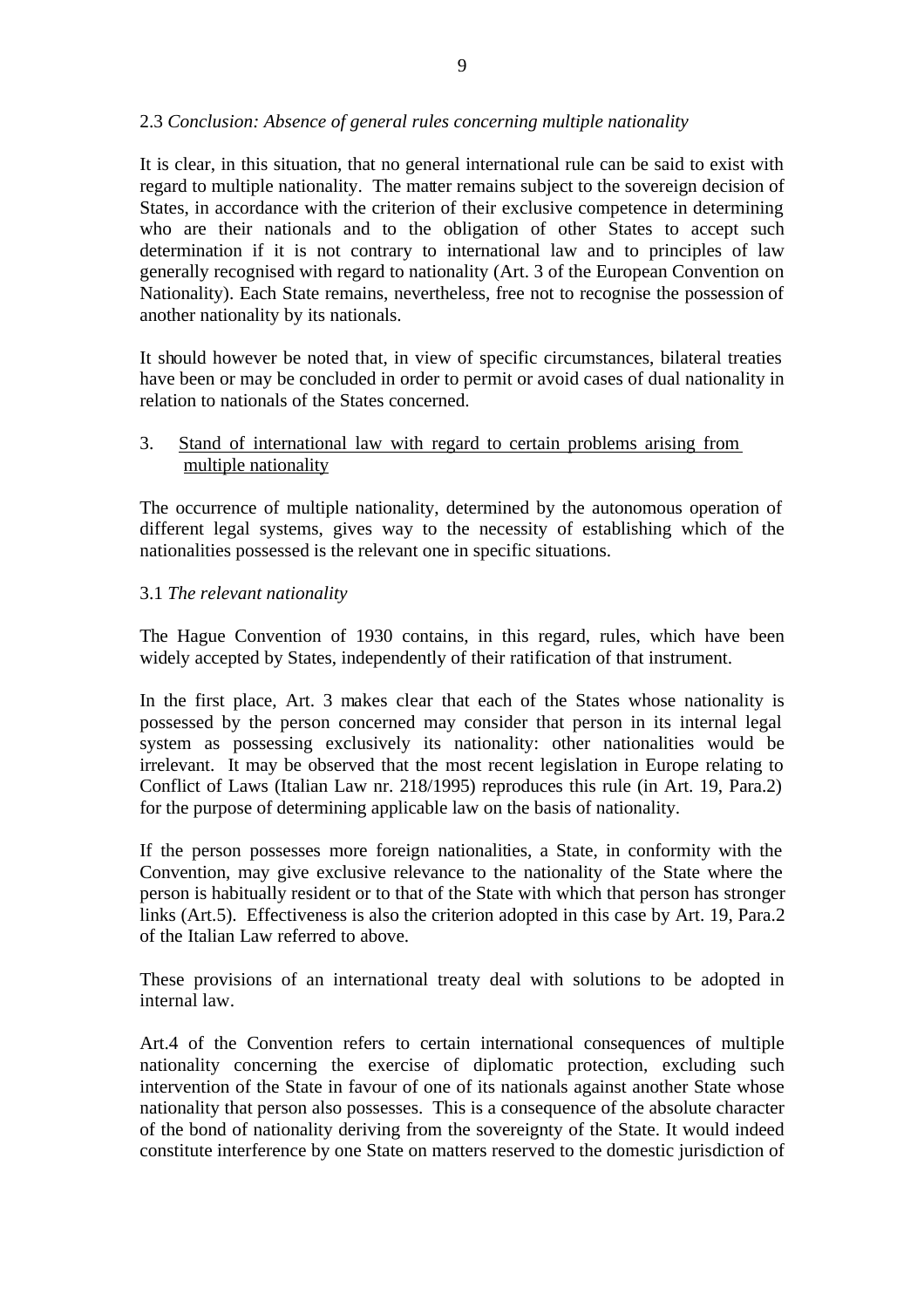### 2.3 *Conclusion: Absence of general rules concerning multiple nationality*

It is clear, in this situation, that no general international rule can be said to exist with regard to multiple nationality. The matter remains subject to the sovereign decision of States, in accordance with the criterion of their exclusive competence in determining who are their nationals and to the obligation of other States to accept such determination if it is not contrary to international law and to principles of law generally recognised with regard to nationality (Art. 3 of the European Convention on Nationality). Each State remains, nevertheless, free not to recognise the possession of another nationality by its nationals.

It should however be noted that, in view of specific circumstances, bilateral treaties have been or may be concluded in order to permit or avoid cases of dual nationality in relation to nationals of the States concerned.

## 3. Stand of international law with regard to certain problems arising from multiple nationality

The occurrence of multiple nationality, determined by the autonomous operation of different legal systems, gives way to the necessity of establishing which of the nationalities possessed is the relevant one in specific situations.

### 3.1 *The relevant nationality*

The Hague Convention of 1930 contains, in this regard, rules, which have been widely accepted by States, independently of their ratification of that instrument.

In the first place, Art. 3 makes clear that each of the States whose nationality is possessed by the person concerned may consider that person in its internal legal system as possessing exclusively its nationality: other nationalities would be irrelevant. It may be observed that the most recent legislation in Europe relating to Conflict of Laws (Italian Law nr. 218/1995) reproduces this rule (in Art. 19, Para.2) for the purpose of determining applicable law on the basis of nationality.

If the person possesses more foreign nationalities, a State, in conformity with the Convention, may give exclusive relevance to the nationality of the State where the person is habitually resident or to that of the State with which that person has stronger links (Art.5). Effectiveness is also the criterion adopted in this case by Art. 19, Para.2 of the Italian Law referred to above.

These provisions of an international treaty deal with solutions to be adopted in internal law.

Art.4 of the Convention refers to certain international consequences of multiple nationality concerning the exercise of diplomatic protection, excluding such intervention of the State in favour of one of its nationals against another State whose nationality that person also possesses. This is a consequence of the absolute character of the bond of nationality deriving from the sovereignty of the State. It would indeed constitute interference by one State on matters reserved to the domestic jurisdiction of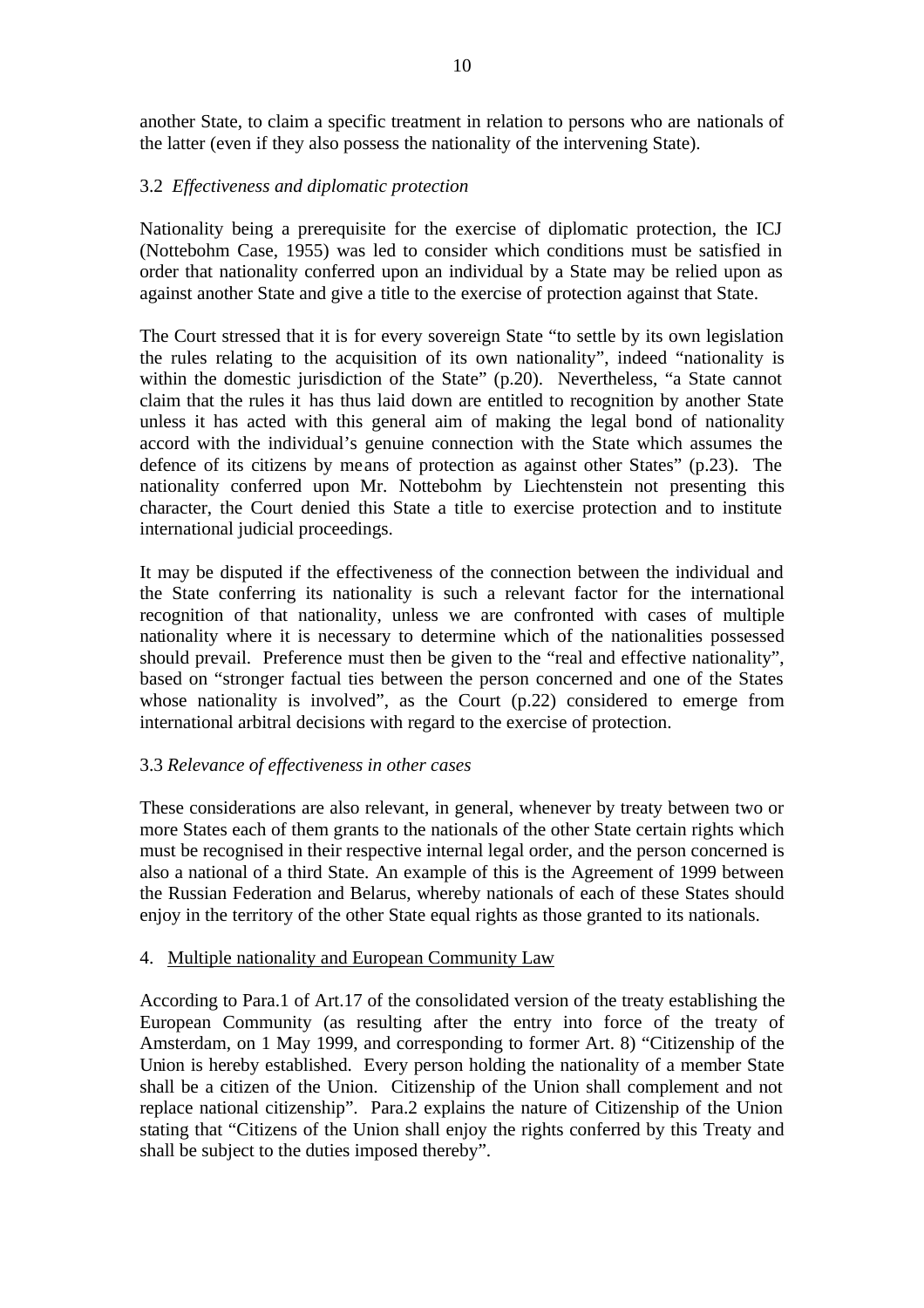another State, to claim a specific treatment in relation to persons who are nationals of the latter (even if they also possess the nationality of the intervening State).

### 3.2 *Effectiveness and diplomatic protection*

Nationality being a prerequisite for the exercise of diplomatic protection, the ICJ (Nottebohm Case, 1955) was led to consider which conditions must be satisfied in order that nationality conferred upon an individual by a State may be relied upon as against another State and give a title to the exercise of protection against that State.

The Court stressed that it is for every sovereign State "to settle by its own legislation the rules relating to the acquisition of its own nationality", indeed "nationality is within the domestic jurisdiction of the State" (p.20). Nevertheless, "a State cannot claim that the rules it has thus laid down are entitled to recognition by another State unless it has acted with this general aim of making the legal bond of nationality accord with the individual's genuine connection with the State which assumes the defence of its citizens by means of protection as against other States" (p.23). The nationality conferred upon Mr. Nottebohm by Liechtenstein not presenting this character, the Court denied this State a title to exercise protection and to institute international judicial proceedings.

It may be disputed if the effectiveness of the connection between the individual and the State conferring its nationality is such a relevant factor for the international recognition of that nationality, unless we are confronted with cases of multiple nationality where it is necessary to determine which of the nationalities possessed should prevail. Preference must then be given to the "real and effective nationality", based on "stronger factual ties between the person concerned and one of the States whose nationality is involved", as the Court (p.22) considered to emerge from international arbitral decisions with regard to the exercise of protection.

### 3.3 *Relevance of effectiveness in other cases*

These considerations are also relevant, in general, whenever by treaty between two or more States each of them grants to the nationals of the other State certain rights which must be recognised in their respective internal legal order, and the person concerned is also a national of a third State. An example of this is the Agreement of 1999 between the Russian Federation and Belarus, whereby nationals of each of these States should enjoy in the territory of the other State equal rights as those granted to its nationals.

## 4. Multiple nationality and European Community Law

According to Para.1 of Art.17 of the consolidated version of the treaty establishing the European Community (as resulting after the entry into force of the treaty of Amsterdam, on 1 May 1999, and corresponding to former Art. 8) "Citizenship of the Union is hereby established. Every person holding the nationality of a member State shall be a citizen of the Union. Citizenship of the Union shall complement and not replace national citizenship". Para.2 explains the nature of Citizenship of the Union stating that "Citizens of the Union shall enjoy the rights conferred by this Treaty and shall be subject to the duties imposed thereby".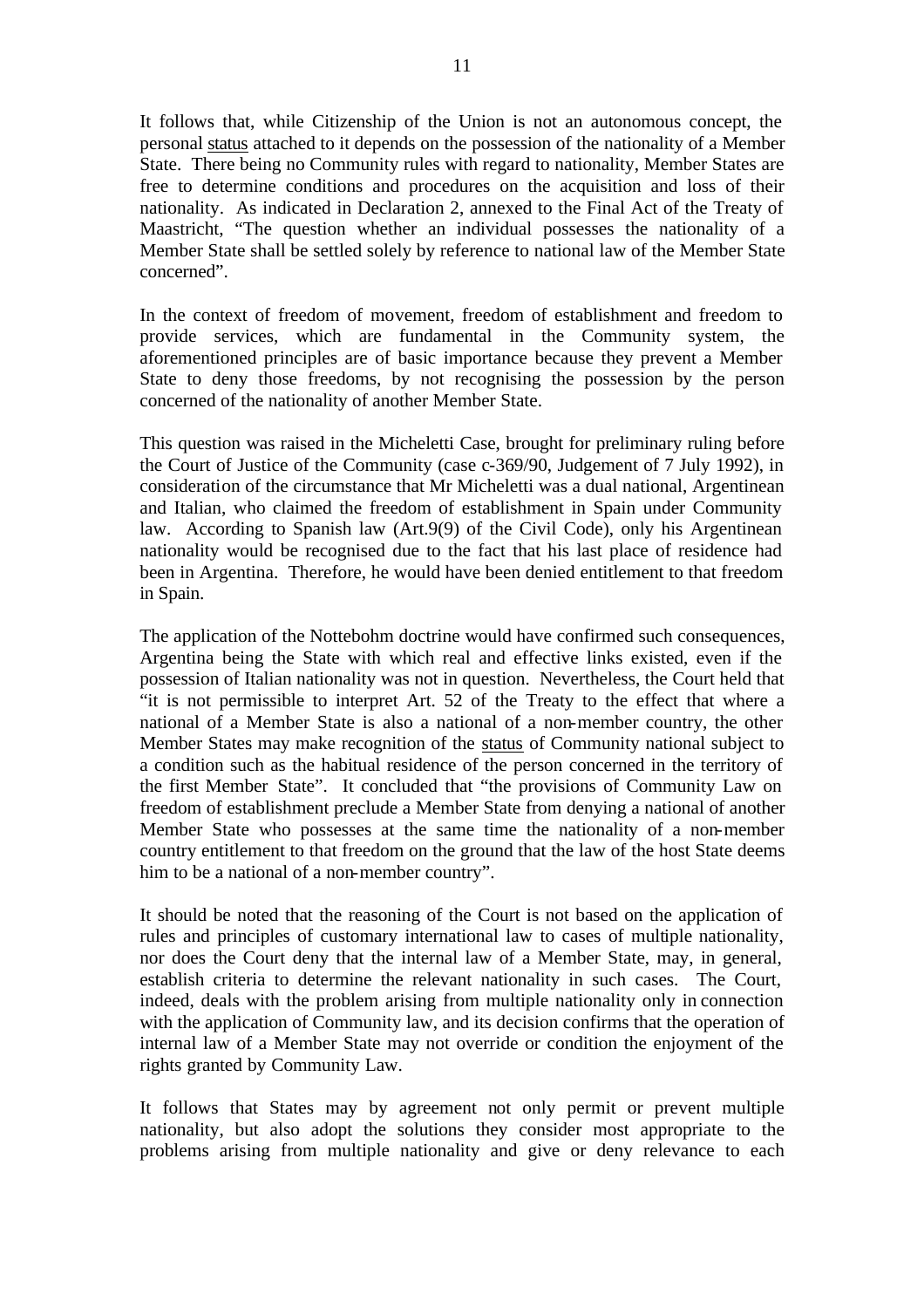It follows that, while Citizenship of the Union is not an autonomous concept, the personal status attached to it depends on the possession of the nationality of a Member State. There being no Community rules with regard to nationality, Member States are free to determine conditions and procedures on the acquisition and loss of their nationality. As indicated in Declaration 2, annexed to the Final Act of the Treaty of Maastricht, "The question whether an individual possesses the nationality of a Member State shall be settled solely by reference to national law of the Member State concerned".

In the context of freedom of movement, freedom of establishment and freedom to provide services, which are fundamental in the Community system, the aforementioned principles are of basic importance because they prevent a Member State to deny those freedoms, by not recognising the possession by the person concerned of the nationality of another Member State.

This question was raised in the Micheletti Case, brought for preliminary ruling before the Court of Justice of the Community (case c-369/90, Judgement of 7 July 1992), in consideration of the circumstance that Mr Micheletti was a dual national, Argentinean and Italian, who claimed the freedom of establishment in Spain under Community law. According to Spanish law (Art.9(9) of the Civil Code), only his Argentinean nationality would be recognised due to the fact that his last place of residence had been in Argentina. Therefore, he would have been denied entitlement to that freedom in Spain.

The application of the Nottebohm doctrine would have confirmed such consequences, Argentina being the State with which real and effective links existed, even if the possession of Italian nationality was not in question. Nevertheless, the Court held that "it is not permissible to interpret Art. 52 of the Treaty to the effect that where a national of a Member State is also a national of a non-member country, the other Member States may make recognition of the status of Community national subject to a condition such as the habitual residence of the person concerned in the territory of the first Member State". It concluded that "the provisions of Community Law on freedom of establishment preclude a Member State from denying a national of another Member State who possesses at the same time the nationality of a non-member country entitlement to that freedom on the ground that the law of the host State deems him to be a national of a non-member country".

It should be noted that the reasoning of the Court is not based on the application of rules and principles of customary international law to cases of multiple nationality, nor does the Court deny that the internal law of a Member State, may, in general, establish criteria to determine the relevant nationality in such cases. The Court, indeed, deals with the problem arising from multiple nationality only in connection with the application of Community law, and its decision confirms that the operation of internal law of a Member State may not override or condition the enjoyment of the rights granted by Community Law.

It follows that States may by agreement not only permit or prevent multiple nationality, but also adopt the solutions they consider most appropriate to the problems arising from multiple nationality and give or deny relevance to each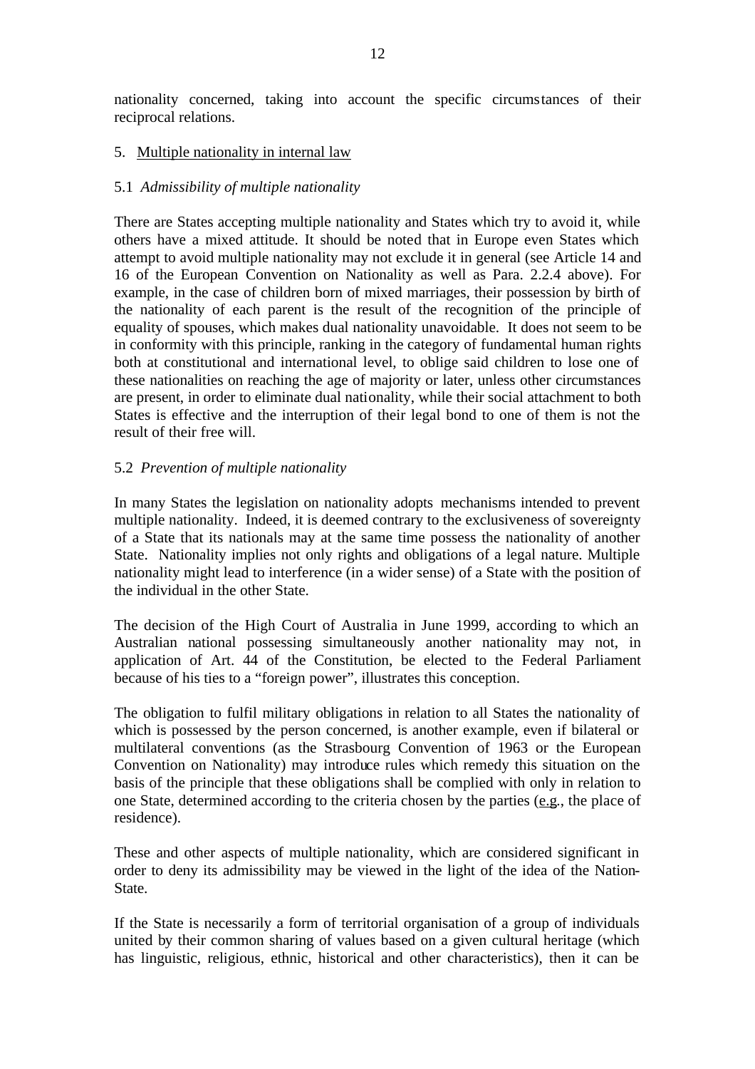nationality concerned, taking into account the specific circumstances of their reciprocal relations.

5. Multiple nationality in internal law

5.1 *Admissibility of multiple nationality*

There are States accepting multiple nationality and States which try to avoid it, while others have a mixed attitude. It should be noted that in Europe even States which attempt to avoid multiple nationality may not exclude it in general (see Article 14 and 16 of the European Convention on Nationality as well as Para. 2.2.4 above). For example, in the case of children born of mixed marriages, their possession by birth of the nationality of each parent is the result of the recognition of the principle of equality of spouses, which makes dual nationality unavoidable. It does not seem to be in conformity with this principle, ranking in the category of fundamental human rights both at constitutional and international level, to oblige said children to lose one of these nationalities on reaching the age of majority or later, unless other circumstances are present, in order to eliminate dual nationality, while their social attachment to both States is effective and the interruption of their legal bond to one of them is not the result of their free will.

5.2 *Prevention of multiple nationality*

In many States the legislation on nationality adopts mechanisms intended to prevent multiple nationality. Indeed, it is deemed contrary to the exclusiveness of sovereignty of a State that its nationals may at the same time possess the nationality of another State. Nationality implies not only rights and obligations of a legal nature. Multiple nationality might lead to interference (in a wider sense) of a State with the position of the individual in the other State.

The decision of the High Court of Australia in June 1999, according to which an Australian national possessing simultaneously another nationality may not, in application of Art. 44 of the Constitution, be elected to the Federal Parliament because of his ties to a "foreign power", illustrates this conception.

The obligation to fulfil military obligations in relation to all States the nationality of which is possessed by the person concerned, is another example, even if bilateral or multilateral conventions (as the Strasbourg Convention of 1963 or the European Convention on Nationality) may introduce rules which remedy this situation on the basis of the principle that these obligations shall be complied with only in relation to one State, determined according to the criteria chosen by the parties (e.g., the place of residence).

These and other aspects of multiple nationality, which are considered significant in order to deny its admissibility may be viewed in the light of the idea of the Nation-State.

If the State is necessarily a form of territorial organisation of a group of individuals united by their common sharing of values based on a given cultural heritage (which has linguistic, religious, ethnic, historical and other characteristics), then it can be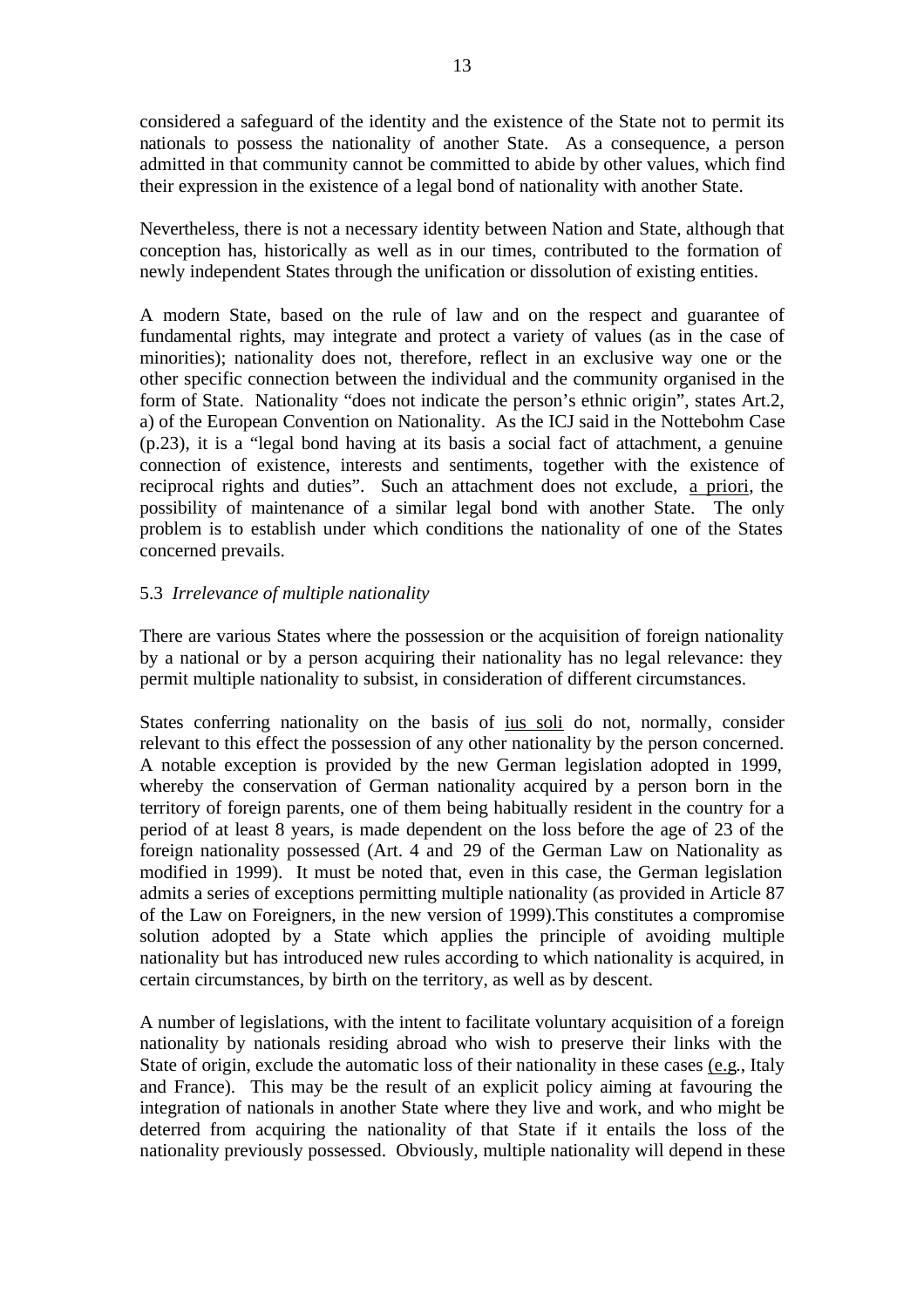considered a safeguard of the identity and the existence of the State not to permit its nationals to possess the nationality of another State. As a consequence, a person admitted in that community cannot be committed to abide by other values, which find their expression in the existence of a legal bond of nationality with another State.

Nevertheless, there is not a necessary identity between Nation and State, although that conception has, historically as well as in our times, contributed to the formation of newly independent States through the unification or dissolution of existing entities.

A modern State, based on the rule of law and on the respect and guarantee of fundamental rights, may integrate and protect a variety of values (as in the case of minorities); nationality does not, therefore, reflect in an exclusive way one or the other specific connection between the individual and the community organised in the form of State. Nationality "does not indicate the person's ethnic origin", states Art.2, a) of the European Convention on Nationality. As the ICJ said in the Nottebohm Case (p.23), it is a "legal bond having at its basis a social fact of attachment, a genuine connection of existence, interests and sentiments, together with the existence of reciprocal rights and duties". Such an attachment does not exclude, a priori, the possibility of maintenance of a similar legal bond with another State. The only problem is to establish under which conditions the nationality of one of the States concerned prevails.

### 5.3 *Irrelevance of multiple nationality*

There are various States where the possession or the acquisition of foreign nationality by a national or by a person acquiring their nationality has no legal relevance: they permit multiple nationality to subsist, in consideration of different circumstances.

States conferring nationality on the basis of ius soli do not, normally, consider relevant to this effect the possession of any other nationality by the person concerned. A notable exception is provided by the new German legislation adopted in 1999, whereby the conservation of German nationality acquired by a person born in the territory of foreign parents, one of them being habitually resident in the country for a period of at least 8 years, is made dependent on the loss before the age of 23 of the foreign nationality possessed (Art. 4 and 29 of the German Law on Nationality as modified in 1999). It must be noted that, even in this case, the German legislation admits a series of exceptions permitting multiple nationality (as provided in Article 87 of the Law on Foreigners, in the new version of 1999).This constitutes a compromise solution adopted by a State which applies the principle of avoiding multiple nationality but has introduced new rules according to which nationality is acquired, in certain circumstances, by birth on the territory, as well as by descent.

A number of legislations, with the intent to facilitate voluntary acquisition of a foreign nationality by nationals residing abroad who wish to preserve their links with the State of origin, exclude the automatic loss of their nationality in these cases (e.g., Italy and France). This may be the result of an explicit policy aiming at favouring the integration of nationals in another State where they live and work, and who might be deterred from acquiring the nationality of that State if it entails the loss of the nationality previously possessed. Obviously, multiple nationality will depend in these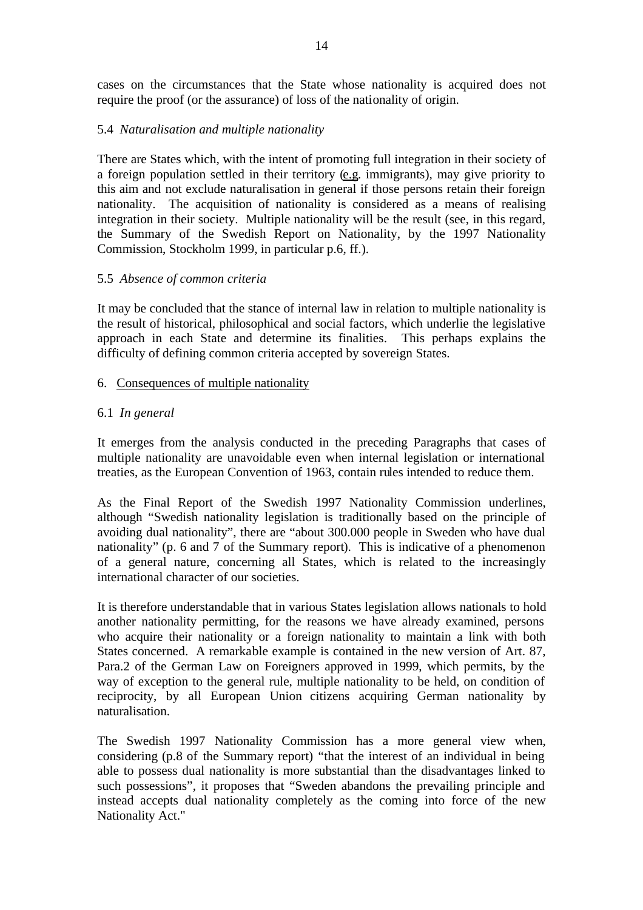cases on the circumstances that the State whose nationality is acquired does not require the proof (or the assurance) of loss of the nationality of origin.

### 5.4 *Naturalisation and multiple nationality*

There are States which, with the intent of promoting full integration in their society of a foreign population settled in their territory (e.g. immigrants), may give priority to this aim and not exclude naturalisation in general if those persons retain their foreign nationality. The acquisition of nationality is considered as a means of realising integration in their society. Multiple nationality will be the result (see, in this regard, the Summary of the Swedish Report on Nationality, by the 1997 Nationality Commission, Stockholm 1999, in particular p.6, ff.).

### 5.5 *Absence of common criteria*

It may be concluded that the stance of internal law in relation to multiple nationality is the result of historical, philosophical and social factors, which underlie the legislative approach in each State and determine its finalities. This perhaps explains the difficulty of defining common criteria accepted by sovereign States.

## 6. Consequences of multiple nationality

### 6.1 *In general*

It emerges from the analysis conducted in the preceding Paragraphs that cases of multiple nationality are unavoidable even when internal legislation or international treaties, as the European Convention of 1963, contain rules intended to reduce them.

As the Final Report of the Swedish 1997 Nationality Commission underlines, although "Swedish nationality legislation is traditionally based on the principle of avoiding dual nationality", there are "about 300.000 people in Sweden who have dual nationality" (p. 6 and 7 of the Summary report). This is indicative of a phenomenon of a general nature, concerning all States, which is related to the increasingly international character of our societies.

It is therefore understandable that in various States legislation allows nationals to hold another nationality permitting, for the reasons we have already examined, persons who acquire their nationality or a foreign nationality to maintain a link with both States concerned. A remarkable example is contained in the new version of Art. 87, Para.2 of the German Law on Foreigners approved in 1999, which permits, by the way of exception to the general rule, multiple nationality to be held, on condition of reciprocity, by all European Union citizens acquiring German nationality by naturalisation.

The Swedish 1997 Nationality Commission has a more general view when, considering (p.8 of the Summary report) "that the interest of an individual in being able to possess dual nationality is more substantial than the disadvantages linked to such possessions", it proposes that "Sweden abandons the prevailing principle and instead accepts dual nationality completely as the coming into force of the new Nationality Act."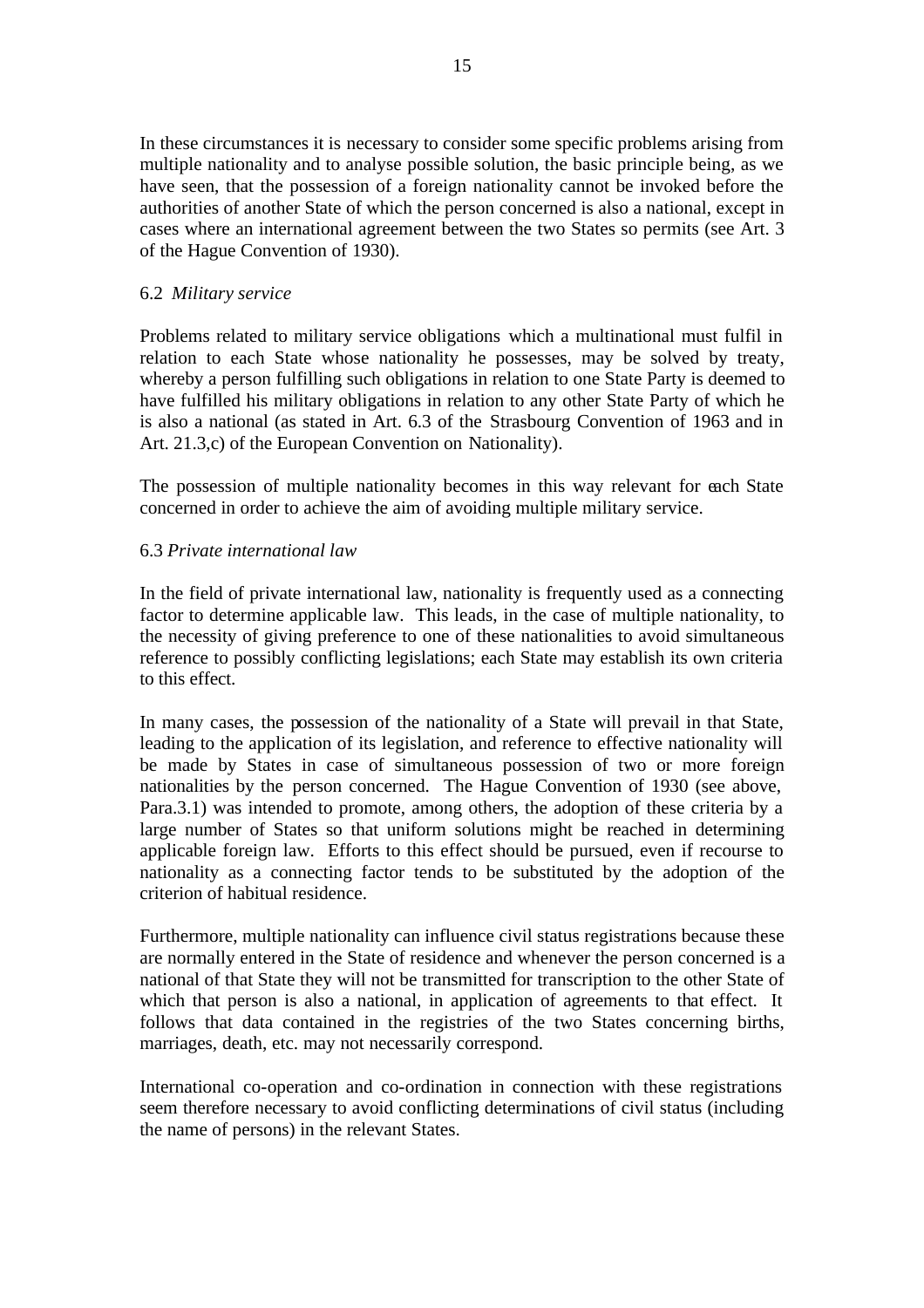In these circumstances it is necessary to consider some specific problems arising from multiple nationality and to analyse possible solution, the basic principle being, as we have seen, that the possession of a foreign nationality cannot be invoked before the authorities of another State of which the person concerned is also a national, except in cases where an international agreement between the two States so permits (see Art. 3 of the Hague Convention of 1930).

### 6.2 *Military service*

Problems related to military service obligations which a multinational must fulfil in relation to each State whose nationality he possesses, may be solved by treaty, whereby a person fulfilling such obligations in relation to one State Party is deemed to have fulfilled his military obligations in relation to any other State Party of which he is also a national (as stated in Art. 6.3 of the Strasbourg Convention of 1963 and in Art. 21.3,c) of the European Convention on Nationality).

The possession of multiple nationality becomes in this way relevant for each State concerned in order to achieve the aim of avoiding multiple military service.

### 6.3 *Private international law*

In the field of private international law, nationality is frequently used as a connecting factor to determine applicable law. This leads, in the case of multiple nationality, to the necessity of giving preference to one of these nationalities to avoid simultaneous reference to possibly conflicting legislations; each State may establish its own criteria to this effect.

In many cases, the possession of the nationality of a State will prevail in that State, leading to the application of its legislation, and reference to effective nationality will be made by States in case of simultaneous possession of two or more foreign nationalities by the person concerned. The Hague Convention of 1930 (see above, Para.3.1) was intended to promote, among others, the adoption of these criteria by a large number of States so that uniform solutions might be reached in determining applicable foreign law. Efforts to this effect should be pursued, even if recourse to nationality as a connecting factor tends to be substituted by the adoption of the criterion of habitual residence.

Furthermore, multiple nationality can influence civil status registrations because these are normally entered in the State of residence and whenever the person concerned is a national of that State they will not be transmitted for transcription to the other State of which that person is also a national, in application of agreements to that effect. It follows that data contained in the registries of the two States concerning births, marriages, death, etc. may not necessarily correspond.

International co-operation and co-ordination in connection with these registrations seem therefore necessary to avoid conflicting determinations of civil status (including the name of persons) in the relevant States.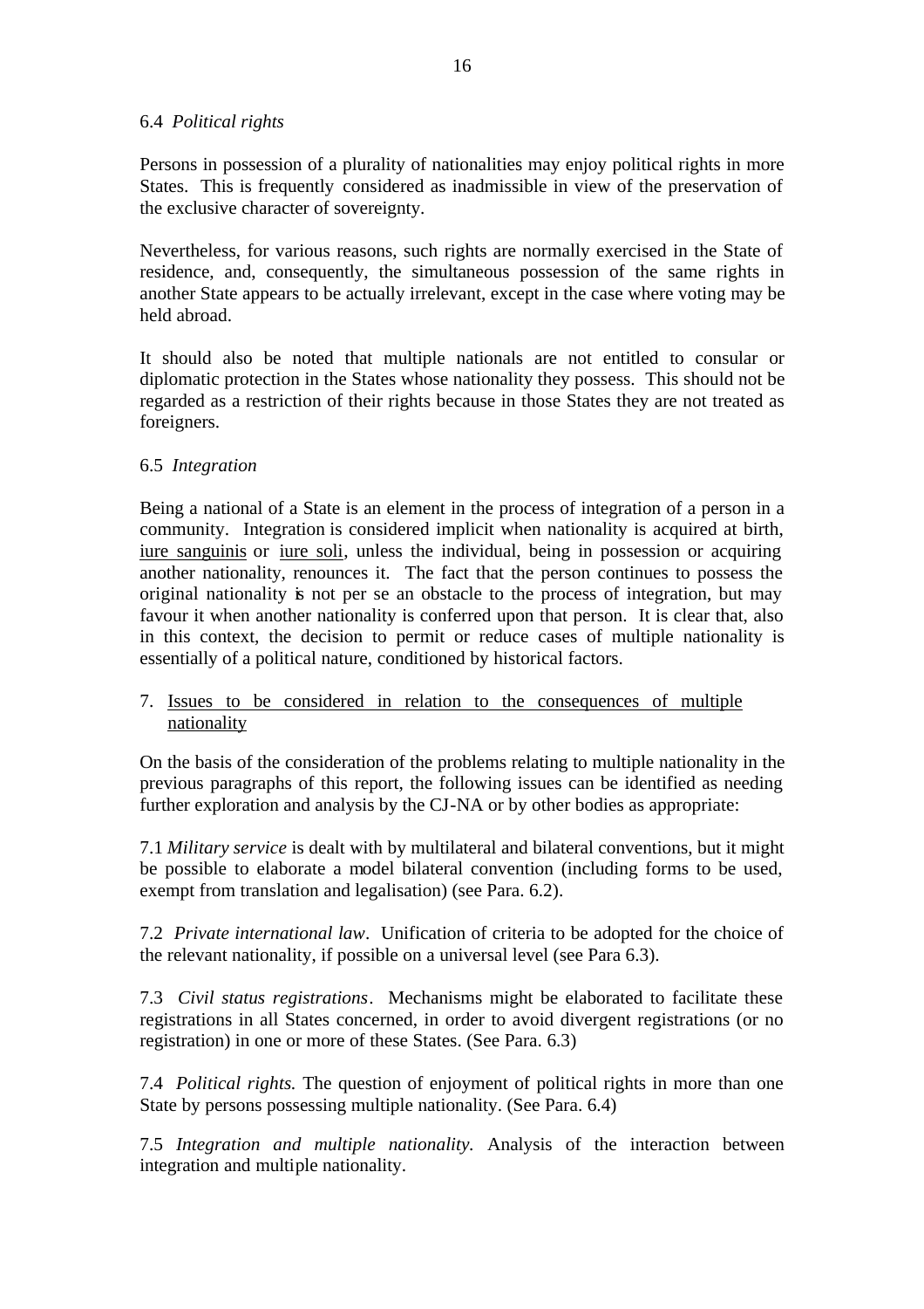### 6.4 *Political rights*

Persons in possession of a plurality of nationalities may enjoy political rights in more States. This is frequently considered as inadmissible in view of the preservation of the exclusive character of sovereignty.

Nevertheless, for various reasons, such rights are normally exercised in the State of residence, and, consequently, the simultaneous possession of the same rights in another State appears to be actually irrelevant, except in the case where voting may be held abroad.

It should also be noted that multiple nationals are not entitled to consular or diplomatic protection in the States whose nationality they possess. This should not be regarded as a restriction of their rights because in those States they are not treated as foreigners.

### 6.5 *Integration*

Being a national of a State is an element in the process of integration of a person in a community. Integration is considered implicit when nationality is acquired at birth, iure sanguinis or iure soli, unless the individual, being in possession or acquiring another nationality, renounces it. The fact that the person continues to possess the original nationality is not per se an obstacle to the process of integration, but may favour it when another nationality is conferred upon that person. It is clear that, also in this context, the decision to permit or reduce cases of multiple nationality is essentially of a political nature, conditioned by historical factors.

## 7. Issues to be considered in relation to the consequences of multiple nationality

On the basis of the consideration of the problems relating to multiple nationality in the previous paragraphs of this report, the following issues can be identified as needing further exploration and analysis by the CJ-NA or by other bodies as appropriate:

7.1 *Military service* is dealt with by multilateral and bilateral conventions, but it might be possible to elaborate a model bilateral convention (including forms to be used, exempt from translation and legalisation) (see Para. 6.2).

7.2 *Private international law*. Unification of criteria to be adopted for the choice of the relevant nationality, if possible on a universal level (see Para 6.3).

7.3 *Civil status registrations*. Mechanisms might be elaborated to facilitate these registrations in all States concerned, in order to avoid divergent registrations (or no registration) in one or more of these States. (See Para. 6.3)

7.4 *Political rights.* The question of enjoyment of political rights in more than one State by persons possessing multiple nationality. (See Para. 6.4)

7.5 *Integration and multiple nationality.* Analysis of the interaction between integration and multiple nationality.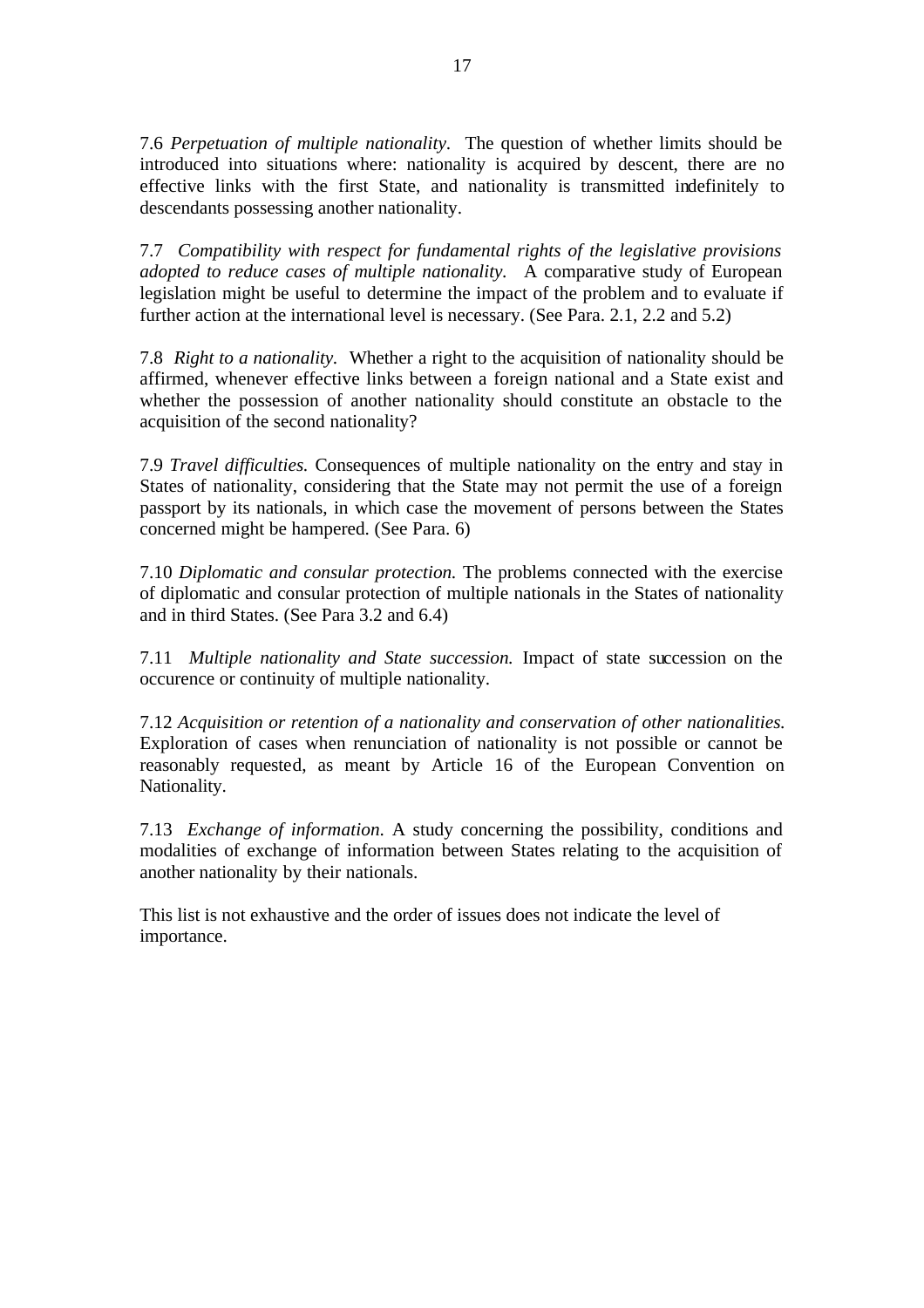7.6 *Perpetuation of multiple nationality*. The question of whether limits should be introduced into situations where: nationality is acquired by descent, there are no effective links with the first State, and nationality is transmitted indefinitely to descendants possessing another nationality.

7.7 *Compatibility with respect for fundamental rights of the legislative provisions adopted to reduce cases of multiple nationality.* A comparative study of European legislation might be useful to determine the impact of the problem and to evaluate if further action at the international level is necessary. (See Para. 2.1, 2.2 and 5.2)

7.8 *Right to a nationality.* Whether a right to the acquisition of nationality should be affirmed, whenever effective links between a foreign national and a State exist and whether the possession of another nationality should constitute an obstacle to the acquisition of the second nationality?

7.9 *Travel difficulties.* Consequences of multiple nationality on the entry and stay in States of nationality, considering that the State may not permit the use of a foreign passport by its nationals, in which case the movement of persons between the States concerned might be hampered. (See Para. 6)

7.10 *Diplomatic and consular protection.* The problems connected with the exercise of diplomatic and consular protection of multiple nationals in the States of nationality and in third States. (See Para 3.2 and 6.4)

7.11 *Multiple nationality and State succession.* Impact of state succession on the occurence or continuity of multiple nationality.

7.12 *Acquisition or retention of a nationality and conservation of other nationalities.* Exploration of cases when renunciation of nationality is not possible or cannot be reasonably requested, as meant by Article 16 of the European Convention on Nationality.

7.13 *Exchange of information.* A study concerning the possibility, conditions and modalities of exchange of information between States relating to the acquisition of another nationality by their nationals.

This list is not exhaustive and the order of issues does not indicate the level of importance.